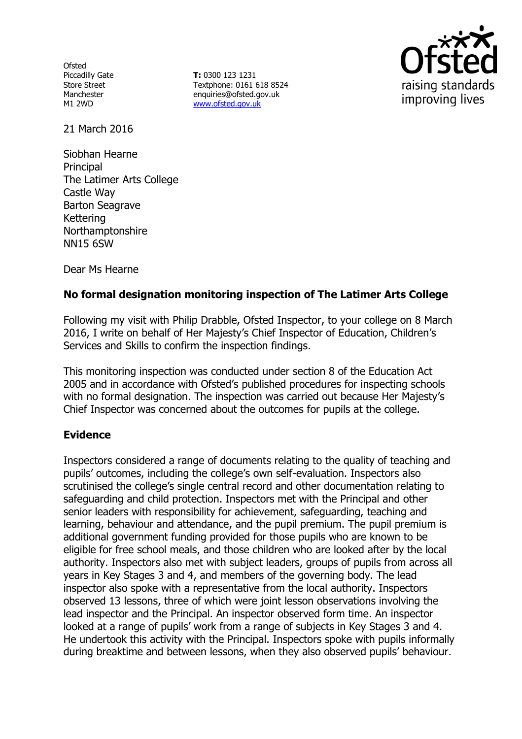Ofsted
Piccadilly Gate
Store Street
Manchester
M1 2WD

**T:** 0300 123 1231
Textphone: 0161 618 8524
enquiries@ofsted.gov.uk
www.ofsted.gov.uk

Ofsted
raising standards
improving lives

21 March 2016

Siobhan Hearne
Principal
The Latimer Arts College
Castle Way
Barton Seagrave
Kettering
Northamptonshire
NN15 6SW

Dear Ms Hearne

**No formal designation monitoring inspection of The Latimer Arts College**

Following my visit with Philip Drabble, Ofsted Inspector, to your college on 8 March 2016, I write on behalf of Her Majesty's Chief Inspector of Education, Children's Services and Skills to confirm the inspection findings.

This monitoring inspection was conducted under section 8 of the Education Act 2005 and in accordance with Ofsted's published procedures for inspecting schools with no formal designation. The inspection was carried out because Her Majesty's Chief Inspector was concerned about the outcomes for pupils at the college.

## Evidence

Inspectors considered a range of documents relating to the quality of teaching and pupils' outcomes, including the college's own self-evaluation. Inspectors also scrutinised the college's single central record and other documentation relating to safeguarding and child protection. Inspectors met with the Principal and other senior leaders with responsibility for achievement, safeguarding, teaching and learning, behaviour and attendance, and the pupil premium. The pupil premium is additional government funding provided for those pupils who are known to be eligible for free school meals, and those children who are looked after by the local authority. Inspectors also met with subject leaders, groups of pupils from across all years in Key Stages 3 and 4, and members of the governing body. The lead inspector also spoke with a representative from the local authority. Inspectors observed 13 lessons, three of which were joint lesson observations involving the lead inspector and the Principal. An inspector observed form time. An inspector looked at a range of pupils' work from a range of subjects in Key Stages 3 and 4. He undertook this activity with the Principal. Inspectors spoke with pupils informally during breaktime and between lessons, when they also observed pupils' behaviour.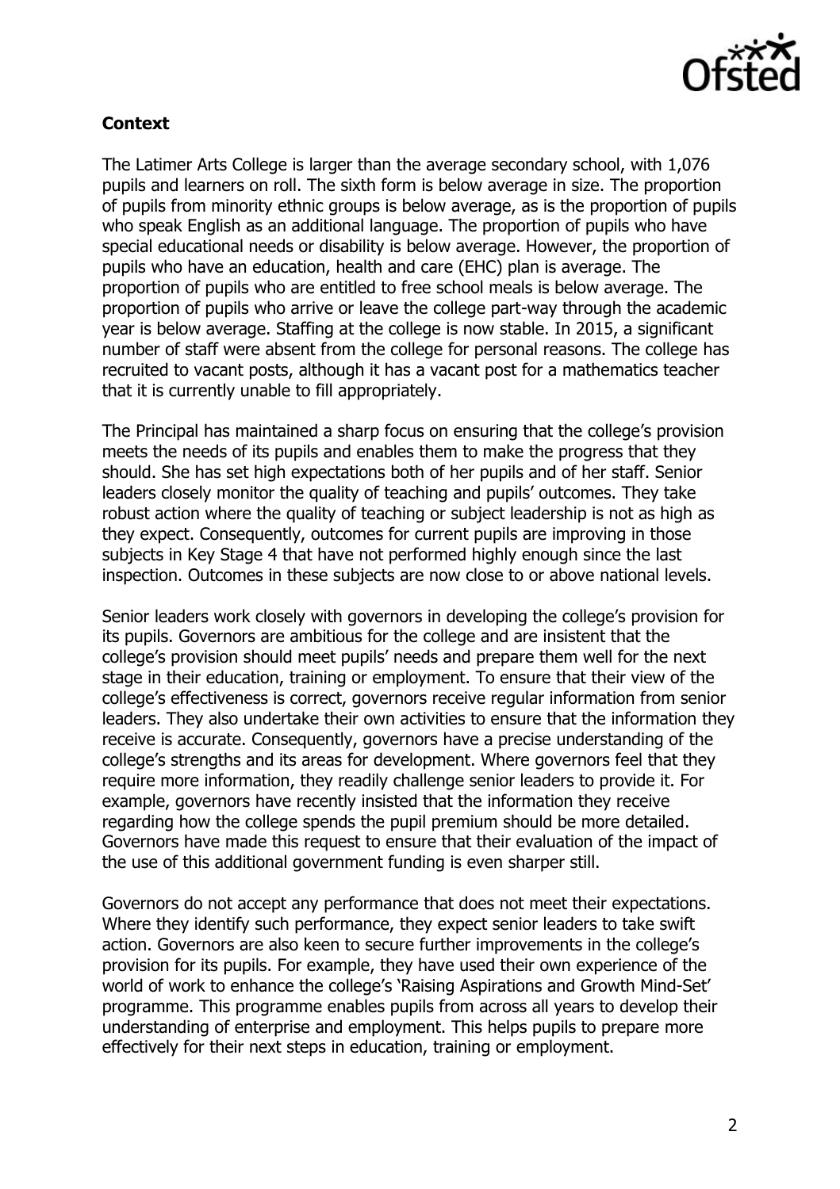**Context**

The Latimer Arts College is larger than the average secondary school, with 1,076 pupils and learners on roll. The sixth form is below average in size. The proportion of pupils from minority ethnic groups is below average, as is the proportion of pupils who speak English as an additional language. The proportion of pupils who have special educational needs or disability is below average. However, the proportion of pupils who have an education, health and care (EHC) plan is average. The proportion of pupils who are entitled to free school meals is below average. The proportion of pupils who arrive or leave the college part-way through the academic year is below average. Staffing at the college is now stable. In 2015, a significant number of staff were absent from the college for personal reasons. The college has recruited to vacant posts, although it has a vacant post for a mathematics teacher that it is currently unable to fill appropriately.

The Principal has maintained a sharp focus on ensuring that the college's provision meets the needs of its pupils and enables them to make the progress that they should. She has set high expectations both of her pupils and of her staff. Senior leaders closely monitor the quality of teaching and pupils' outcomes. They take robust action where the quality of teaching or subject leadership is not as high as they expect. Consequently, outcomes for current pupils are improving in those subjects in Key Stage 4 that have not performed highly enough since the last inspection. Outcomes in these subjects are now close to or above national levels.

Senior leaders work closely with governors in developing the college's provision for its pupils. Governors are ambitious for the college and are insistent that the college's provision should meet pupils' needs and prepare them well for the next stage in their education, training or employment. To ensure that their view of the college's effectiveness is correct, governors receive regular information from senior leaders. They also undertake their own activities to ensure that the information they receive is accurate. Consequently, governors have a precise understanding of the college's strengths and its areas for development. Where governors feel that they require more information, they readily challenge senior leaders to provide it. For example, governors have recently insisted that the information they receive regarding how the college spends the pupil premium should be more detailed. Governors have made this request to ensure that their evaluation of the impact of the use of this additional government funding is even sharper still.

Governors do not accept any performance that does not meet their expectations. Where they identify such performance, they expect senior leaders to take swift action. Governors are also keen to secure further improvements in the college's provision for its pupils. For example, they have used their own experience of the world of work to enhance the college's 'Raising Aspirations and Growth Mind-Set' programme. This programme enables pupils from across all years to develop their understanding of enterprise and employment. This helps pupils to prepare more effectively for their next steps in education, training or employment.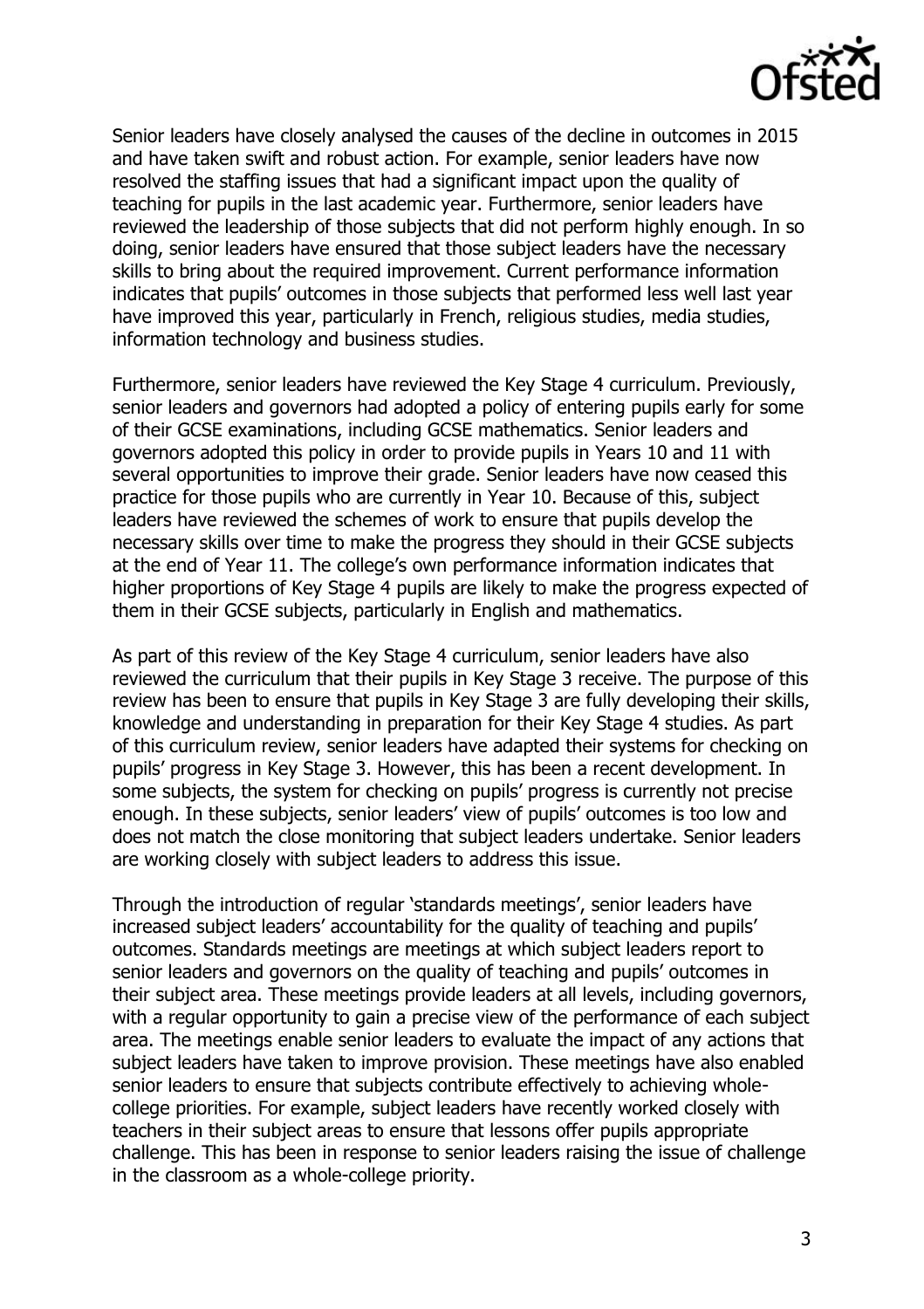Senior leaders have closely analysed the causes of the decline in outcomes in 2015 and have taken swift and robust action. For example, senior leaders have now resolved the staffing issues that had a significant impact upon the quality of teaching for pupils in the last academic year. Furthermore, senior leaders have reviewed the leadership of those subjects that did not perform highly enough. In so doing, senior leaders have ensured that those subject leaders have the necessary skills to bring about the required improvement. Current performance information indicates that pupils' outcomes in those subjects that performed less well last year have improved this year, particularly in French, religious studies, media studies, information technology and business studies.

Furthermore, senior leaders have reviewed the Key Stage 4 curriculum. Previously, senior leaders and governors had adopted a policy of entering pupils early for some of their GCSE examinations, including GCSE mathematics. Senior leaders and governors adopted this policy in order to provide pupils in Years 10 and 11 with several opportunities to improve their grade. Senior leaders have now ceased this practice for those pupils who are currently in Year 10. Because of this, subject leaders have reviewed the schemes of work to ensure that pupils develop the necessary skills over time to make the progress they should in their GCSE subjects at the end of Year 11. The college's own performance information indicates that higher proportions of Key Stage 4 pupils are likely to make the progress expected of them in their GCSE subjects, particularly in English and mathematics.

As part of this review of the Key Stage 4 curriculum, senior leaders have also reviewed the curriculum that their pupils in Key Stage 3 receive. The purpose of this review has been to ensure that pupils in Key Stage 3 are fully developing their skills, knowledge and understanding in preparation for their Key Stage 4 studies. As part of this curriculum review, senior leaders have adapted their systems for checking on pupils' progress in Key Stage 3. However, this has been a recent development. In some subjects, the system for checking on pupils' progress is currently not precise enough. In these subjects, senior leaders' view of pupils' outcomes is too low and does not match the close monitoring that subject leaders undertake. Senior leaders are working closely with subject leaders to address this issue.

Through the introduction of regular 'standards meetings', senior leaders have increased subject leaders' accountability for the quality of teaching and pupils' outcomes. Standards meetings are meetings at which subject leaders report to senior leaders and governors on the quality of teaching and pupils' outcomes in their subject area. These meetings provide leaders at all levels, including governors, with a regular opportunity to gain a precise view of the performance of each subject area. The meetings enable senior leaders to evaluate the impact of any actions that subject leaders have taken to improve provision. These meetings have also enabled senior leaders to ensure that subjects contribute effectively to achieving whole-college priorities. For example, subject leaders have recently worked closely with teachers in their subject areas to ensure that lessons offer pupils appropriate challenge. This has been in response to senior leaders raising the issue of challenge in the classroom as a whole-college priority.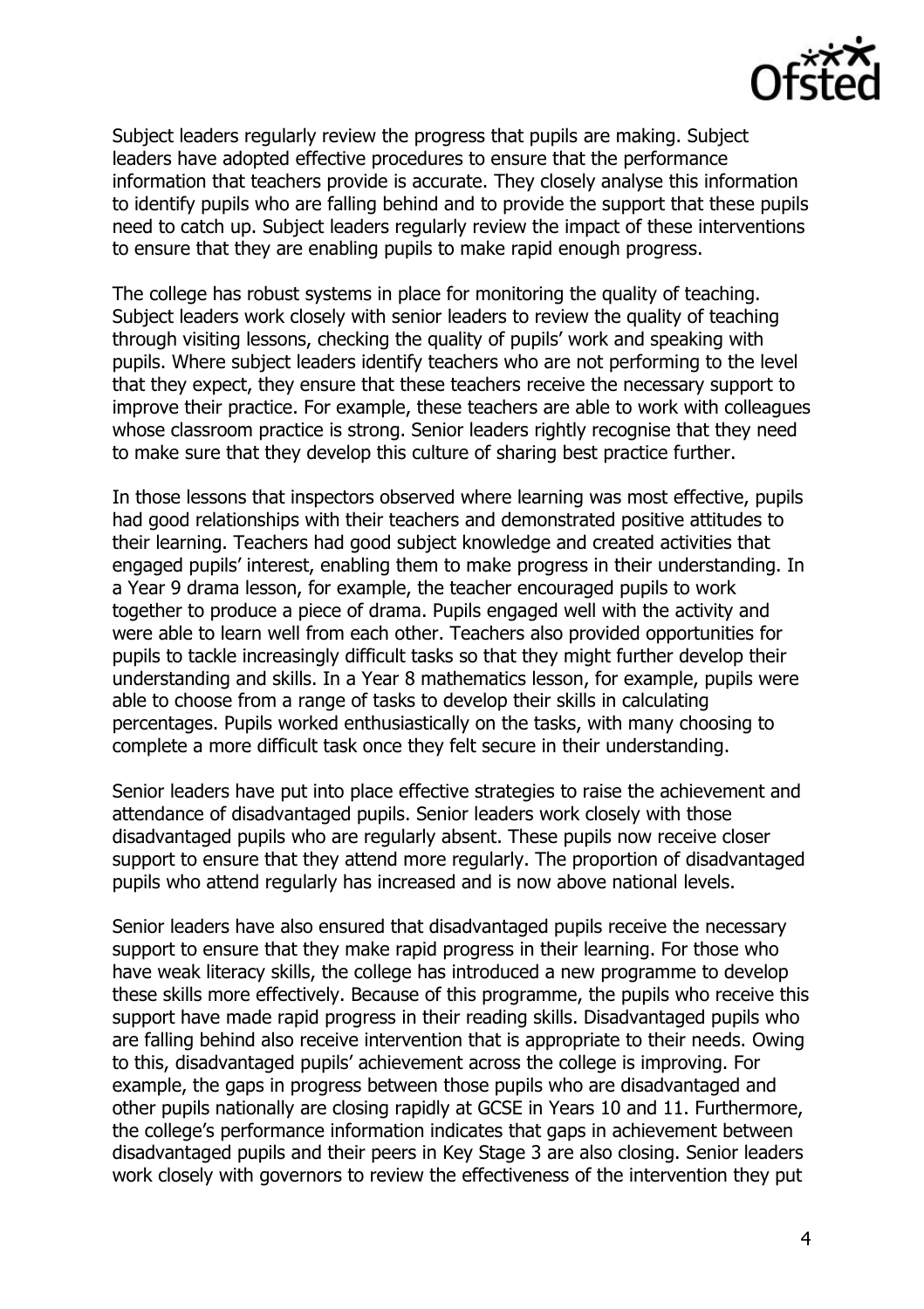Subject leaders regularly review the progress that pupils are making. Subject leaders have adopted effective procedures to ensure that the performance information that teachers provide is accurate. They closely analyse this information to identify pupils who are falling behind and to provide the support that these pupils need to catch up. Subject leaders regularly review the impact of these interventions to ensure that they are enabling pupils to make rapid enough progress.

The college has robust systems in place for monitoring the quality of teaching. Subject leaders work closely with senior leaders to review the quality of teaching through visiting lessons, checking the quality of pupils' work and speaking with pupils. Where subject leaders identify teachers who are not performing to the level that they expect, they ensure that these teachers receive the necessary support to improve their practice. For example, these teachers are able to work with colleagues whose classroom practice is strong. Senior leaders rightly recognise that they need to make sure that they develop this culture of sharing best practice further.

In those lessons that inspectors observed where learning was most effective, pupils had good relationships with their teachers and demonstrated positive attitudes to their learning. Teachers had good subject knowledge and created activities that engaged pupils' interest, enabling them to make progress in their understanding. In a Year 9 drama lesson, for example, the teacher encouraged pupils to work together to produce a piece of drama. Pupils engaged well with the activity and were able to learn well from each other. Teachers also provided opportunities for pupils to tackle increasingly difficult tasks so that they might further develop their understanding and skills. In a Year 8 mathematics lesson, for example, pupils were able to choose from a range of tasks to develop their skills in calculating percentages. Pupils worked enthusiastically on the tasks, with many choosing to complete a more difficult task once they felt secure in their understanding.

Senior leaders have put into place effective strategies to raise the achievement and attendance of disadvantaged pupils. Senior leaders work closely with those disadvantaged pupils who are regularly absent. These pupils now receive closer support to ensure that they attend more regularly. The proportion of disadvantaged pupils who attend regularly has increased and is now above national levels.

Senior leaders have also ensured that disadvantaged pupils receive the necessary support to ensure that they make rapid progress in their learning. For those who have weak literacy skills, the college has introduced a new programme to develop these skills more effectively. Because of this programme, the pupils who receive this support have made rapid progress in their reading skills. Disadvantaged pupils who are falling behind also receive intervention that is appropriate to their needs. Owing to this, disadvantaged pupils' achievement across the college is improving. For example, the gaps in progress between those pupils who are disadvantaged and other pupils nationally are closing rapidly at GCSE in Years 10 and 11. Furthermore, the college's performance information indicates that gaps in achievement between disadvantaged pupils and their peers in Key Stage 3 are also closing. Senior leaders work closely with governors to review the effectiveness of the intervention they put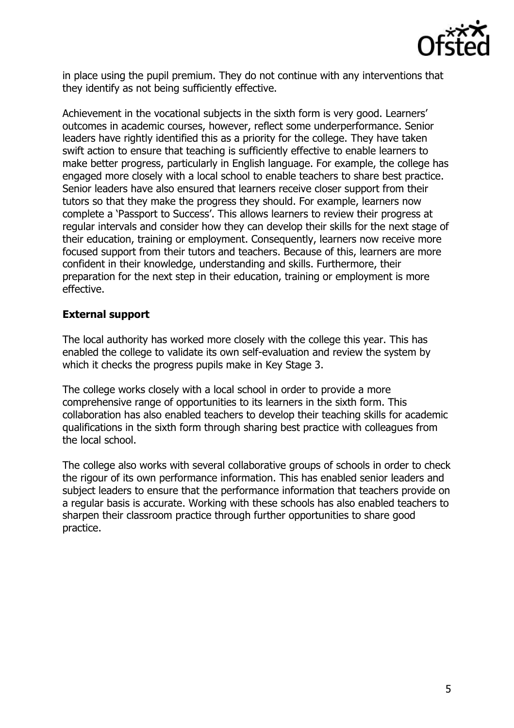in place using the pupil premium. They do not continue with any interventions that they identify as not being sufficiently effective.

Achievement in the vocational subjects in the sixth form is very good. Learners' outcomes in academic courses, however, reflect some underperformance. Senior leaders have rightly identified this as a priority for the college. They have taken swift action to ensure that teaching is sufficiently effective to enable learners to make better progress, particularly in English language. For example, the college has engaged more closely with a local school to enable teachers to share best practice. Senior leaders have also ensured that learners receive closer support from their tutors so that they make the progress they should. For example, learners now complete a 'Passport to Success'. This allows learners to review their progress at regular intervals and consider how they can develop their skills for the next stage of their education, training or employment. Consequently, learners now receive more focused support from their tutors and teachers. Because of this, learners are more confident in their knowledge, understanding and skills. Furthermore, their preparation for the next step in their education, training or employment is more effective.

### External support

The local authority has worked more closely with the college this year. This has enabled the college to validate its own self-evaluation and review the system by which it checks the progress pupils make in Key Stage 3.

The college works closely with a local school in order to provide a more comprehensive range of opportunities to its learners in the sixth form. This collaboration has also enabled teachers to develop their teaching skills for academic qualifications in the sixth form through sharing best practice with colleagues from the local school.

The college also works with several collaborative groups of schools in order to check the rigour of its own performance information. This has enabled senior leaders and subject leaders to ensure that the performance information that teachers provide on a regular basis is accurate. Working with these schools has also enabled teachers to sharpen their classroom practice through further opportunities to share good practice.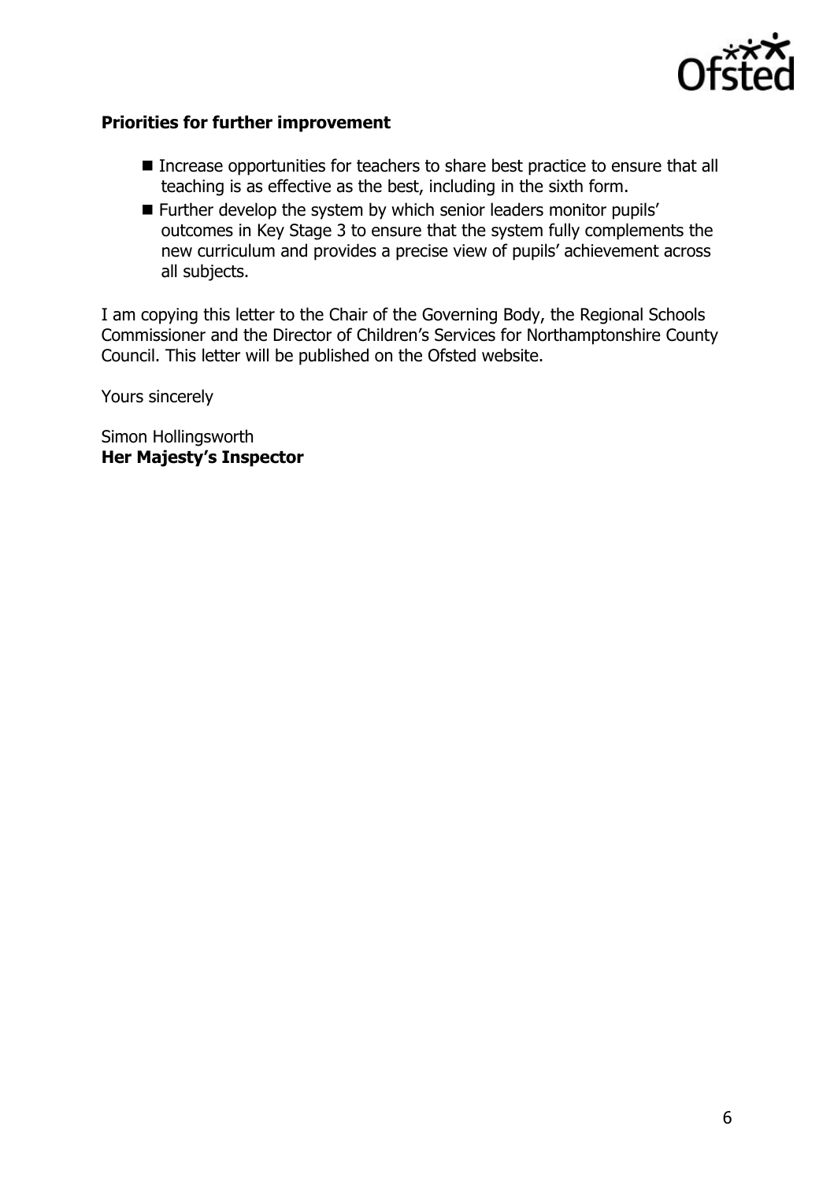**Priorities for further improvement**

- Increase opportunities for teachers to share best practice to ensure that all teaching is as effective as the best, including in the sixth form.
- Further develop the system by which senior leaders monitor pupils' outcomes in Key Stage 3 to ensure that the system fully complements the new curriculum and provides a precise view of pupils' achievement across all subjects.

I am copying this letter to the Chair of the Governing Body, the Regional Schools Commissioner and the Director of Children's Services for Northamptonshire County Council. This letter will be published on the Ofsted website.

Yours sincerely

Simon Hollingsworth
**Her Majesty's Inspector**